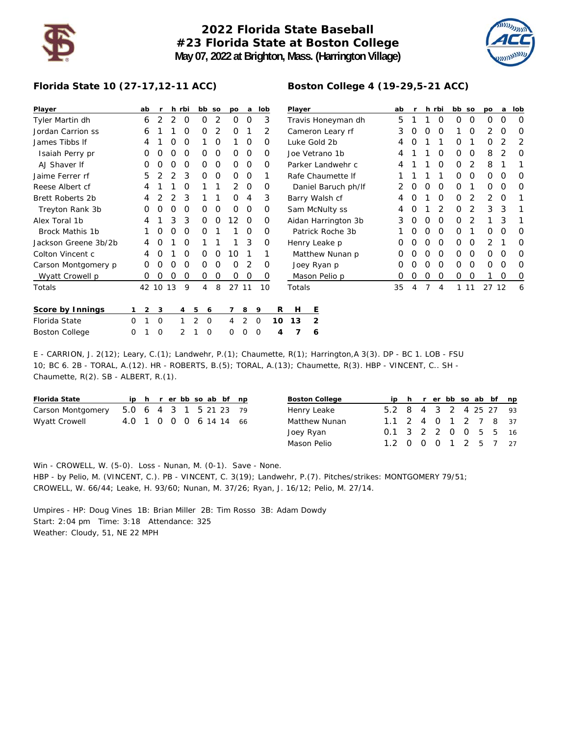# 2022 Florida State Baseball
## #23 Florida State at Boston College
### May 07, 2022 at Brighton, Mass. (Harrington Village)

### Florida State 10 (27-17,12-11 ACC)

| Player | ab | r | h | rbi | bb | so | po | a | lob |
|---|---|---|---|---|---|---|---|---|---|
| Tyler Martin dh | 6 | 2 | 2 | 0 | 0 | 2 | 0 | 0 | 3 |
| Jordan Carrion ss | 6 | 1 | 1 | 0 | 0 | 2 | 0 | 1 | 2 |
| James Tibbs lf | 4 | 1 | 0 | 0 | 1 | 0 | 1 | 0 | 0 |
| Isaiah Perry pr | 0 | 0 | 0 | 0 | 0 | 0 | 0 | 0 | 0 |
| AJ Shaver lf | 0 | 0 | 0 | 0 | 0 | 0 | 0 | 0 | 0 |
| Jaime Ferrer rf | 5 | 2 | 2 | 3 | 0 | 0 | 0 | 0 | 1 |
| Reese Albert cf | 4 | 1 | 1 | 0 | 1 | 1 | 2 | 0 | 0 |
| Brett Roberts 2b | 4 | 2 | 2 | 3 | 1 | 1 | 0 | 4 | 3 |
| Treyton Rank 3b | 0 | 0 | 0 | 0 | 0 | 0 | 0 | 0 | 0 |
| Alex Toral 1b | 4 | 1 | 3 | 3 | 0 | 0 | 12 | 0 | 0 |
| Brock Mathis 1b | 1 | 0 | 0 | 0 | 0 | 1 | 1 | 0 | 0 |
| Jackson Greene 3b/2b | 4 | 0 | 1 | 0 | 1 | 1 | 1 | 3 | 0 |
| Colton Vincent c | 4 | 0 | 1 | 0 | 0 | 0 | 10 | 1 | 1 |
| Carson Montgomery p | 0 | 0 | 0 | 0 | 0 | 0 | 0 | 2 | 0 |
| Wyatt Crowell p | 0 | 0 | 0 | 0 | 0 | 0 | 0 | 0 | 0 |
| Totals | 42 | 10 | 13 | 9 | 4 | 8 | 27 | 11 | 10 |

### Boston College 4 (19-29,5-21 ACC)

| Player | ab | r | h | rbi | bb | so | po | a | lob |
|---|---|---|---|---|---|---|---|---|---|
| Travis Honeyman dh | 5 | 1 | 1 | 0 | 0 | 0 | 0 | 0 | 0 |
| Cameron Leary rf | 3 | 0 | 0 | 0 | 1 | 0 | 2 | 0 | 0 |
| Luke Gold 2b | 4 | 0 | 1 | 1 | 0 | 1 | 0 | 2 | 2 |
| Joe Vetrano 1b | 4 | 1 | 1 | 0 | 0 | 0 | 8 | 2 | 0 |
| Parker Landwehr c | 4 | 1 | 1 | 0 | 0 | 2 | 8 | 1 | 1 |
| Rafe Chaumette lf | 1 | 1 | 1 | 1 | 0 | 0 | 0 | 0 | 0 |
| Daniel Baruch ph/lf | 2 | 0 | 0 | 0 | 0 | 1 | 0 | 0 | 0 |
| Barry Walsh cf | 4 | 0 | 1 | 0 | 0 | 2 | 2 | 0 | 1 |
| Sam McNulty ss | 4 | 0 | 1 | 2 | 0 | 2 | 3 | 3 | 1 |
| Aidan Harrington 3b | 3 | 0 | 0 | 0 | 0 | 2 | 1 | 3 | 1 |
| Patrick Roche 3b | 1 | 0 | 0 | 0 | 0 | 1 | 0 | 0 | 0 |
| Henry Leake p | 0 | 0 | 0 | 0 | 0 | 0 | 2 | 1 | 0 |
| Matthew Nunan p | 0 | 0 | 0 | 0 | 0 | 0 | 0 | 0 | 0 |
| Joey Ryan p | 0 | 0 | 0 | 0 | 0 | 0 | 0 | 0 | 0 |
| Mason Pelio p | 0 | 0 | 0 | 0 | 0 | 0 | 1 | 0 | 0 |
| Totals | 35 | 4 | 7 | 4 | 1 | 11 | 27 | 12 | 6 |

| Score by Innings | 1 | 2 | 3 | 4 | 5 | 6 | 7 | 8 | 9 | R | H | E |
|---|---|---|---|---|---|---|---|---|---|---|---|---|
| Florida State | 0 | 1 | 0 | 1 | 2 | 0 | 4 | 2 | 0 | 10 | 13 | 2 |
| Boston College | 0 | 1 | 0 | 2 | 1 | 0 | 0 | 0 | 0 | 4 | 7 | 6 |

E - CARRION, J. 2(12); Leary, C.(1); Landwehr, P.(1); Chaumette, R(1); Harrington,A 3(3). DP - BC 1. LOB - FSU 10; BC 6. 2B - TORAL, A.(12). HR - ROBERTS, B.(5); TORAL, A.(13); Chaumette, R(3). HBP - VINCENT, C.. SH - Chaumette, R(2). SB - ALBERT, R.(1).

| Florida State | ip | h | r | er | bb | so | ab | bf | np |
|---|---|---|---|---|---|---|---|---|---|
| Carson Montgomery | 5.0 | 6 | 4 | 3 | 1 | 5 | 21 | 23 | 79 |
| Wyatt Crowell | 4.0 | 1 | 0 | 0 | 0 | 6 | 14 | 14 | 66 |

| Boston College | ip | h | r | er | bb | so | ab | bf | np |
|---|---|---|---|---|---|---|---|---|---|
| Henry Leake | 5.2 | 8 | 4 | 3 | 2 | 4 | 25 | 27 | 93 |
| Matthew Nunan | 1.1 | 2 | 4 | 0 | 1 | 2 | 7 | 8 | 37 |
| Joey Ryan | 0.1 | 3 | 2 | 2 | 0 | 0 | 5 | 5 | 16 |
| Mason Pelio | 1.2 | 0 | 0 | 0 | 1 | 2 | 5 | 7 | 27 |

Win - CROWELL, W. (5-0). Loss - Nunan, M. (0-1). Save - None.
HBP - by Pelio, M. (VINCENT, C.). PB - VINCENT, C. 3(19); Landwehr, P.(7). Pitches/strikes: MONTGOMERY 79/51; CROWELL, W. 66/44; Leake, H. 93/60; Nunan, M. 37/26; Ryan, J. 16/12; Pelio, M. 27/14.

Umpires - HP: Doug Vines 1B: Brian Miller 2B: Tim Rosso 3B: Adam Dowdy
Start: 2:04 pm Time: 3:18 Attendance: 325
Weather: Cloudy, 51, NE 22 MPH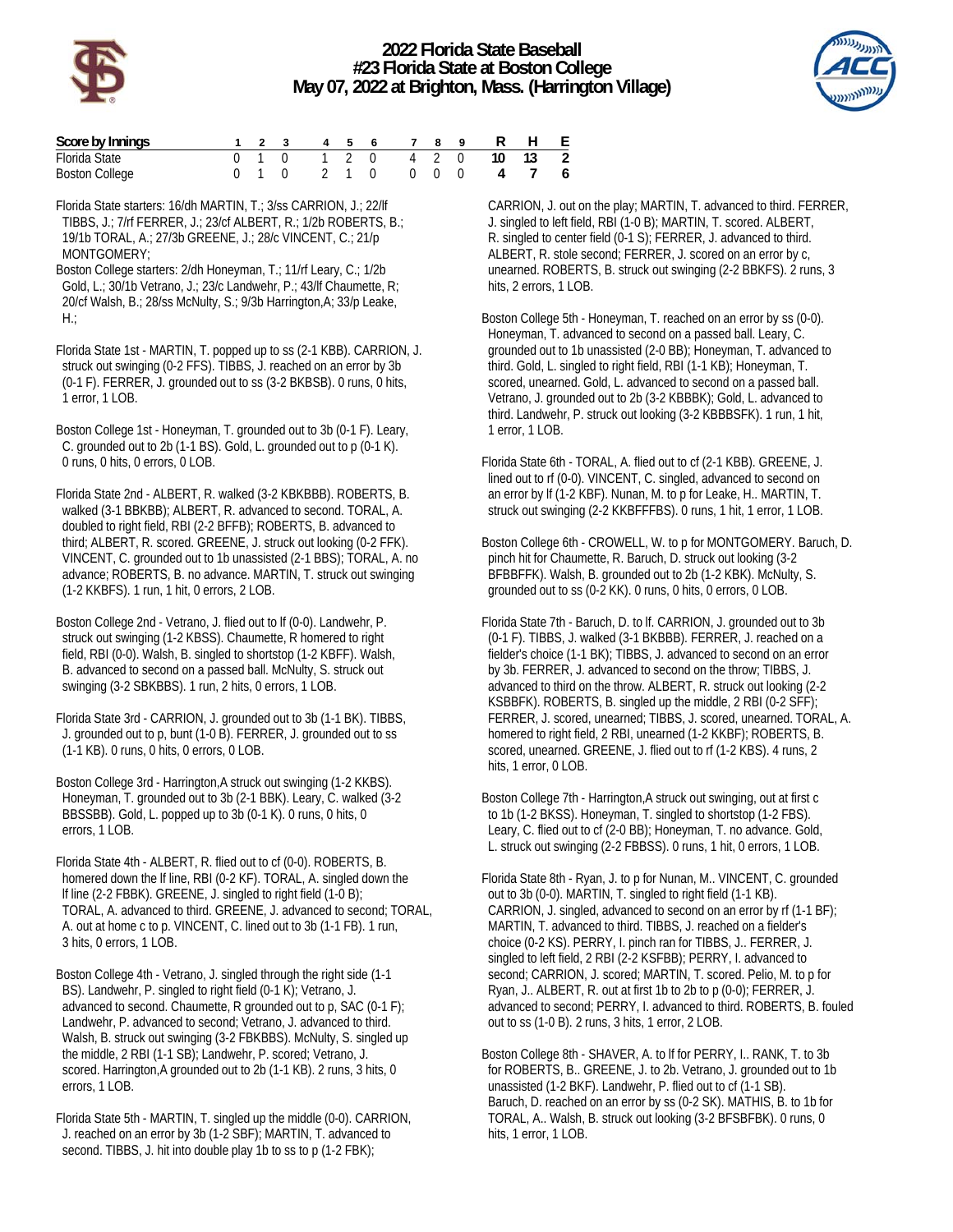# 2022 Florida State Baseball
## #23 Florida State at Boston College
### May 07, 2022 at Brighton, Mass. (Harrington Village)

| Score by Innings | 1 | 2 | 3 | 4 | 5 | 6 | 7 | 8 | 9 | R | H | E |
|---|---|---|---|---|---|---|---|---|---|---|---|---|
| Florida State | 0 | 1 | 0 | 1 | 2 | 0 | 4 | 2 | 0 | **10** | **13** | **2** |
| Boston College | 0 | 1 | 0 | 2 | 1 | 0 | 0 | 0 | 0 | **4** | **7** | **6** |

Florida State starters: 16/dh MARTIN, T.; 3/ss CARRION, J.; 22/lf TIBBS, J.; 7/rf FERRER, J.; 23/cf ALBERT, R.; 1/2b ROBERTS, B.; 19/1b TORAL, A.; 27/3b GREENE, J.; 28/c VINCENT, C.; 21/p MONTGOMERY;

Boston College starters: 2/dh Honeyman, T.; 11/rf Leary, C.; 1/2b Gold, L.; 30/1b Vetrano, J.; 23/c Landwehr, P.; 43/lf Chaumette, R; 20/cf Walsh, B.; 28/ss McNulty, S.; 9/3b Harrington,A; 33/p Leake, H.;

Florida State 1st - MARTIN, T. popped up to ss (2-1 KBB). CARRION, J. struck out swinging (0-2 FFS). TIBBS, J. reached on an error by 3b (0-1 F). FERRER, J. grounded out to ss (3-2 BKBSB). 0 runs, 0 hits, 1 error, 1 LOB.

Boston College 1st - Honeyman, T. grounded out to 3b (0-1 F). Leary, C. grounded out to 2b (1-1 BS). Gold, L. grounded out to p (0-1 K). 0 runs, 0 hits, 0 errors, 0 LOB.

Florida State 2nd - ALBERT, R. walked (3-2 KBKBBB). ROBERTS, B. walked (3-1 BBKBB); ALBERT, R. advanced to second. TORAL, A. doubled to right field, RBI (2-2 BFFB); ROBERTS, B. advanced to third; ALBERT, R. scored. GREENE, J. struck out looking (0-2 FFK). VINCENT, C. grounded out to 1b unassisted (2-1 BBS); TORAL, A. no advance; ROBERTS, B. no advance. MARTIN, T. struck out swinging (1-2 KKBFS). 1 run, 1 hit, 0 errors, 2 LOB.

Boston College 2nd - Vetrano, J. flied out to lf (0-0). Landwehr, P. struck out swinging (1-2 KBSS). Chaumette, R homered to right field, RBI (0-0). Walsh, B. singled to shortstop (1-2 KBFF). Walsh, B. advanced to second on a passed ball. McNulty, S. struck out swinging (3-2 SBKBBS). 1 run, 2 hits, 0 errors, 1 LOB.

Florida State 3rd - CARRION, J. grounded out to 3b (1-1 BK). TIBBS, J. grounded out to p, bunt (1-0 B). FERRER, J. grounded out to ss (1-1 KB). 0 runs, 0 hits, 0 errors, 0 LOB.

Boston College 3rd - Harrington,A struck out swinging (1-2 KKBS). Honeyman, T. grounded out to 3b (2-1 BBK). Leary, C. walked (3-2 BBSSBB). Gold, L. popped up to 3b (0-1 K). 0 runs, 0 hits, 0 errors, 1 LOB.

Florida State 4th - ALBERT, R. flied out to cf (0-0). ROBERTS, B. homered down the lf line, RBI (0-2 KF). TORAL, A. singled down the lf line (2-2 FBBK). GREENE, J. singled to right field (1-0 B); TORAL, A. advanced to third. GREENE, J. advanced to second; TORAL, A. out at home c to p. VINCENT, C. lined out to 3b (1-1 FB). 1 run, 3 hits, 0 errors, 1 LOB.

Boston College 4th - Vetrano, J. singled through the right side (1-1 BS). Landwehr, P. singled to right field (0-1 K); Vetrano, J. advanced to second. Chaumette, R grounded out to p, SAC (0-1 F); Landwehr, P. advanced to second; Vetrano, J. advanced to third. Walsh, B. struck out swinging (3-2 FBKBBS). McNulty, S. singled up the middle, 2 RBI (1-1 SB); Landwehr, P. scored; Vetrano, J. scored. Harrington,A grounded out to 2b (1-1 KB). 2 runs, 3 hits, 0 errors, 1 LOB.

Florida State 5th - MARTIN, T. singled up the middle (0-0). CARRION, J. reached on an error by 3b (1-2 SBF); MARTIN, T. advanced to second. TIBBS, J. hit into double play 1b to ss to p (1-2 FBK); CARRION, J. out on the play; MARTIN, T. advanced to third. FERRER, J. singled to left field, RBI (1-0 B); MARTIN, T. scored. ALBERT, R. singled to center field (0-1 S); FERRER, J. advanced to third. ALBERT, R. stole second; FERRER, J. scored on an error by c, unearned. ROBERTS, B. struck out swinging (2-2 BBKFS). 2 runs, 3 hits, 2 errors, 1 LOB.

Boston College 5th - Honeyman, T. reached on an error by ss (0-0). Honeyman, T. advanced to second on a passed ball. Leary, C. grounded out to 1b unassisted (2-0 BB); Honeyman, T. advanced to third. Gold, L. singled to right field, RBI (1-1 KB); Honeyman, T. scored, unearned. Gold, L. advanced to second on a passed ball. Vetrano, J. grounded out to 2b (3-2 KBBBK); Gold, L. advanced to third. Landwehr, P. struck out looking (3-2 KBBBSFK). 1 run, 1 hit, 1 error, 1 LOB.

Florida State 6th - TORAL, A. flied out to cf (2-1 KBB). GREENE, J. lined out to rf (0-0). VINCENT, C. singled, advanced to second on an error by lf (1-2 KBF). Nunan, M. to p for Leake, H.. MARTIN, T. struck out swinging (2-2 KKBFFFBS). 0 runs, 1 hit, 1 error, 1 LOB.

Boston College 6th - CROWELL, W. to p for MONTGOMERY. Baruch, D. pinch hit for Chaumette, R. Baruch, D. struck out looking (3-2 BFBBFFK). Walsh, B. grounded out to 2b (1-2 KBK). McNulty, S. grounded out to ss (0-2 KK). 0 runs, 0 hits, 0 errors, 0 LOB.

Florida State 7th - Baruch, D. to lf. CARRION, J. grounded out to 3b (0-1 F). TIBBS, J. walked (3-1 BKBBB). FERRER, J. reached on a fielder's choice (1-1 BK); TIBBS, J. advanced to second on an error by 3b. FERRER, J. advanced to second on the throw; TIBBS, J. advanced to third on the throw. ALBERT, R. struck out looking (2-2 KSBBFK). ROBERTS, B. singled up the middle, 2 RBI (0-2 SFF); FERRER, J. scored, unearned; TIBBS, J. scored, unearned. TORAL, A. homered to right field, 2 RBI, unearned (1-2 KKBF); ROBERTS, B. scored, unearned. GREENE, J. flied out to rf (1-2 KBS). 4 runs, 2 hits, 1 error, 0 LOB.

Boston College 7th - Harrington,A struck out swinging, out at first c to 1b (1-2 BKSS). Honeyman, T. singled to shortstop (1-2 FBS). Leary, C. flied out to cf (2-0 BB); Honeyman, T. no advance. Gold, L. struck out swinging (2-2 FBBSS). 0 runs, 1 hit, 0 errors, 1 LOB.

Florida State 8th - Ryan, J. to p for Nunan, M.. VINCENT, C. grounded out to 3b (0-0). MARTIN, T. singled to right field (1-1 KB). CARRION, J. singled, advanced to second on an error by rf (1-1 BF); MARTIN, T. advanced to third. TIBBS, J. reached on a fielder's choice (0-2 KS). PERRY, I. pinch ran for TIBBS, J.. FERRER, J. singled to left field, 2 RBI (2-2 KSFBB); PERRY, I. advanced to second; CARRION, J. scored; MARTIN, T. scored. Pelio, M. to p for Ryan, J.. ALBERT, R. out at first 1b to 2b to p (0-0); FERRER, J. advanced to second; PERRY, I. advanced to third. ROBERTS, B. fouled out to ss (1-0 B). 2 runs, 3 hits, 1 error, 2 LOB.

Boston College 8th - SHAVER, A. to lf for PERRY, I.. RANK, T. to 3b for ROBERTS, B.. GREENE, J. to 2b. Vetrano, J. grounded out to 1b unassisted (1-2 BKF). Landwehr, P. flied out to cf (1-1 SB). Baruch, D. reached on an error by ss (0-2 SK). MATHIS, B. to 1b for TORAL, A.. Walsh, B. struck out looking (3-2 BFSBFBK). 0 runs, 0 hits, 1 error, 1 LOB.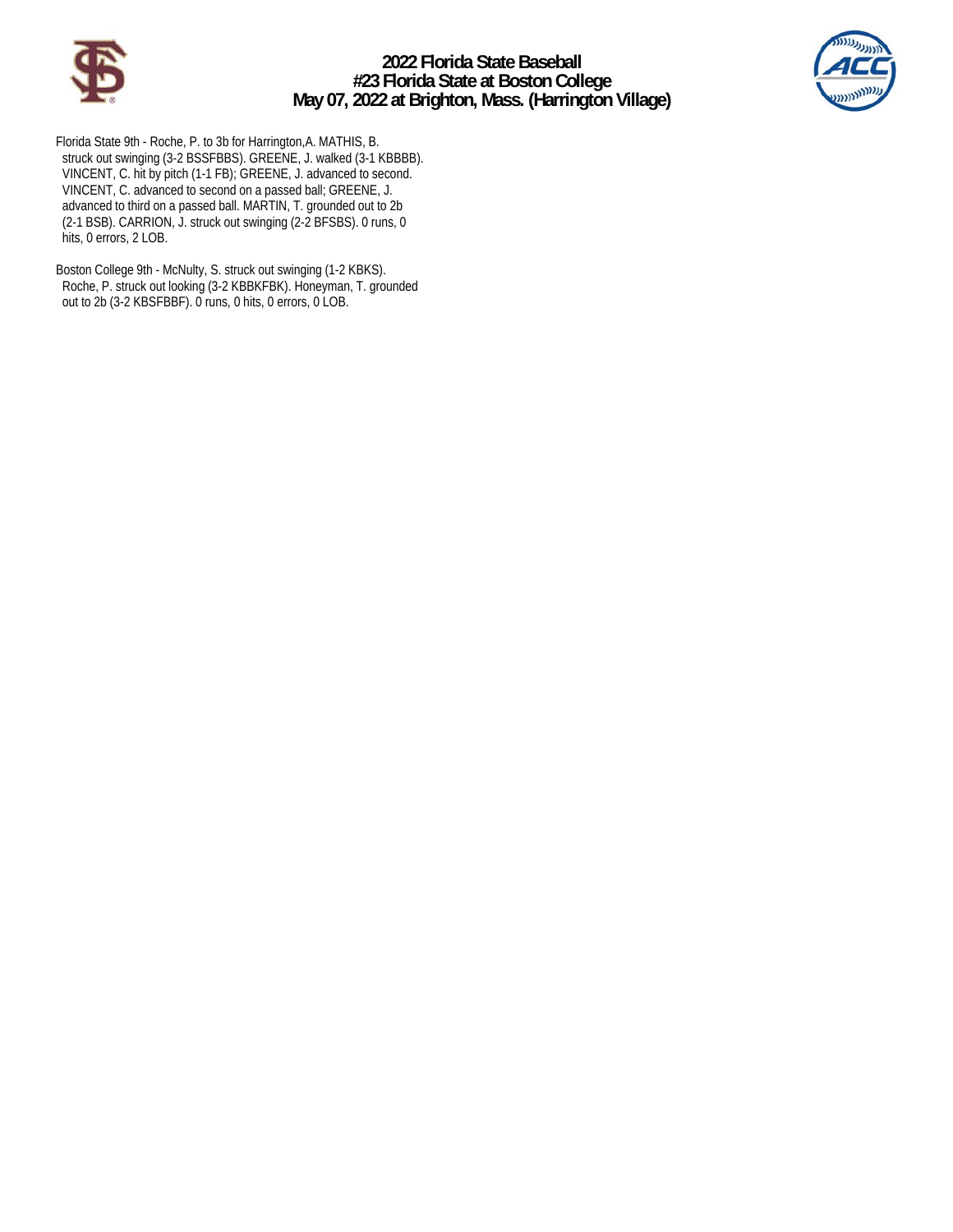Florida State 9th - Roche, P. to 3b for Harrington,A. MATHIS, B. struck out swinging (3-2 BSSFBBS). GREENE, J. walked (3-1 KBBBB). VINCENT, C. hit by pitch (1-1 FB); GREENE, J. advanced to second. VINCENT, C. advanced to second on a passed ball; GREENE, J. advanced to third on a passed ball. MARTIN, T. grounded out to 2b (2-1 BSB). CARRION, J. struck out swinging (2-2 BFSBS). 0 runs, 0 hits, 0 errors, 2 LOB.

Boston College 9th - McNulty, S. struck out swinging (1-2 KBKS). Roche, P. struck out looking (3-2 KBBKFBK). Honeyman, T. grounded out to 2b (3-2 KBSFBBF). 0 runs, 0 hits, 0 errors, 0 LOB.